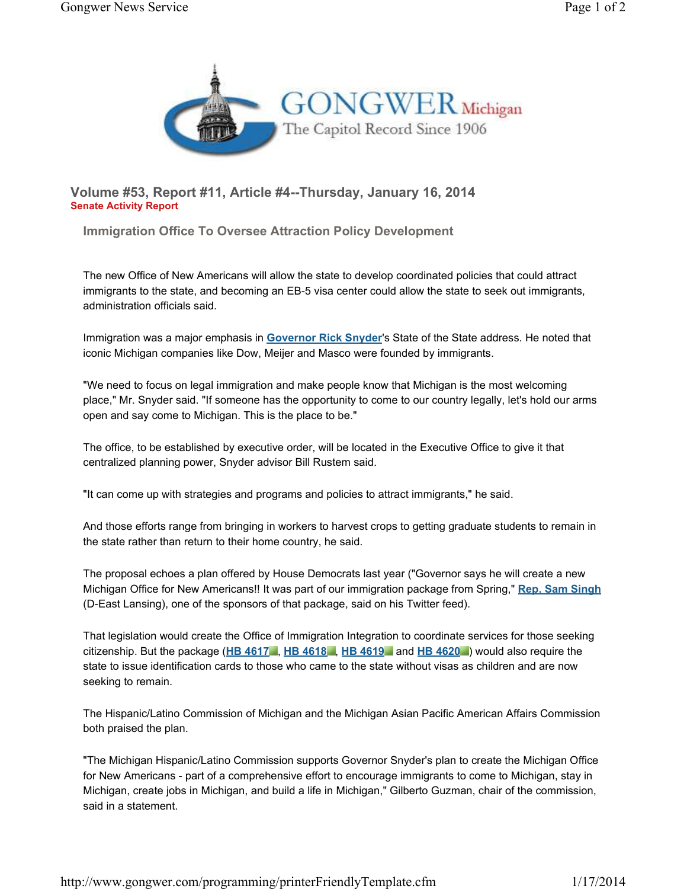GONGWER Michigan
The Capitol Record Since 1906

### Volume #53, Report #11, Article #4--Thursday, January 16, 2014

**Senate Activity Report**

## Immigration Office To Oversee Attraction Policy Development

The new Office of New Americans will allow the state to develop coordinated policies that could attract immigrants to the state, and becoming an EB-5 visa center could allow the state to seek out immigrants, administration officials said.

Immigration was a major emphasis in **Governor Rick Snyder**'s State of the State address. He noted that iconic Michigan companies like Dow, Meijer and Masco were founded by immigrants.

"We need to focus on legal immigration and make people know that Michigan is the most welcoming place," Mr. Snyder said. "If someone has the opportunity to come to our country legally, let's hold our arms open and say come to Michigan. This is the place to be."

The office, to be established by executive order, will be located in the Executive Office to give it that centralized planning power, Snyder advisor Bill Rustem said.

"It can come up with strategies and programs and policies to attract immigrants," he said.

And those efforts range from bringing in workers to harvest crops to getting graduate students to remain in the state rather than return to their home country, he said.

The proposal echoes a plan offered by House Democrats last year ("Governor says he will create a new Michigan Office for New Americans!! It was part of our immigration package from Spring," **Rep. Sam Singh** (D-East Lansing), one of the sponsors of that package, said on his Twitter feed).

That legislation would create the Office of Immigration Integration to coordinate services for those seeking citizenship. But the package (**HB 4617**, **HB 4618**, **HB 4619** and **HB 4620**) would also require the state to issue identification cards to those who came to the state without visas as children and are now seeking to remain.

The Hispanic/Latino Commission of Michigan and the Michigan Asian Pacific American Affairs Commission both praised the plan.

"The Michigan Hispanic/Latino Commission supports Governor Snyder's plan to create the Michigan Office for New Americans - part of a comprehensive effort to encourage immigrants to come to Michigan, stay in Michigan, create jobs in Michigan, and build a life in Michigan," Gilberto Guzman, chair of the commission, said in a statement.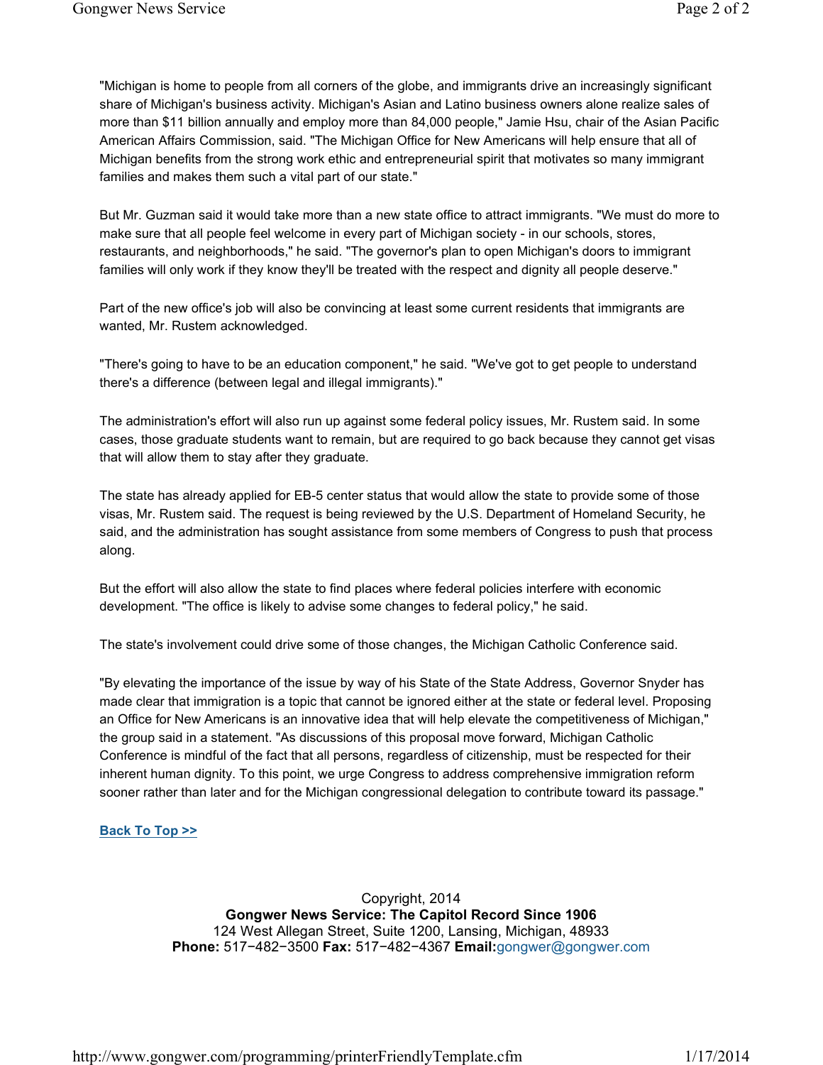"Michigan is home to people from all corners of the globe, and immigrants drive an increasingly significant share of Michigan's business activity. Michigan's Asian and Latino business owners alone realize sales of more than $11 billion annually and employ more than 84,000 people," Jamie Hsu, chair of the Asian Pacific American Affairs Commission, said. "The Michigan Office for New Americans will help ensure that all of Michigan benefits from the strong work ethic and entrepreneurial spirit that motivates so many immigrant families and makes them such a vital part of our state."

But Mr. Guzman said it would take more than a new state office to attract immigrants. "We must do more to make sure that all people feel welcome in every part of Michigan society - in our schools, stores, restaurants, and neighborhoods," he said. "The governor's plan to open Michigan's doors to immigrant families will only work if they know they'll be treated with the respect and dignity all people deserve."

Part of the new office's job will also be convincing at least some current residents that immigrants are wanted, Mr. Rustem acknowledged.

"There's going to have to be an education component," he said. "We've got to get people to understand there's a difference (between legal and illegal immigrants)."

The administration's effort will also run up against some federal policy issues, Mr. Rustem said. In some cases, those graduate students want to remain, but are required to go back because they cannot get visas that will allow them to stay after they graduate.

The state has already applied for EB-5 center status that would allow the state to provide some of those visas, Mr. Rustem said. The request is being reviewed by the U.S. Department of Homeland Security, he said, and the administration has sought assistance from some members of Congress to push that process along.

But the effort will also allow the state to find places where federal policies interfere with economic development. "The office is likely to advise some changes to federal policy," he said.

The state's involvement could drive some of those changes, the Michigan Catholic Conference said.

"By elevating the importance of the issue by way of his State of the State Address, Governor Snyder has made clear that immigration is a topic that cannot be ignored either at the state or federal level. Proposing an Office for New Americans is an innovative idea that will help elevate the competitiveness of Michigan," the group said in a statement. "As discussions of this proposal move forward, Michigan Catholic Conference is mindful of the fact that all persons, regardless of citizenship, must be respected for their inherent human dignity. To this point, we urge Congress to address comprehensive immigration reform sooner rather than later and for the Michigan congressional delegation to contribute toward its passage."

**Back To Top >>**

Copyright, 2014
**Gongwer News Service: The Capitol Record Since 1906**
124 West Allegan Street, Suite 1200, Lansing, Michigan, 48933
**Phone:** 517−482−3500 **Fax:** 517−482−4367 **Email:** gongwer@gongwer.com